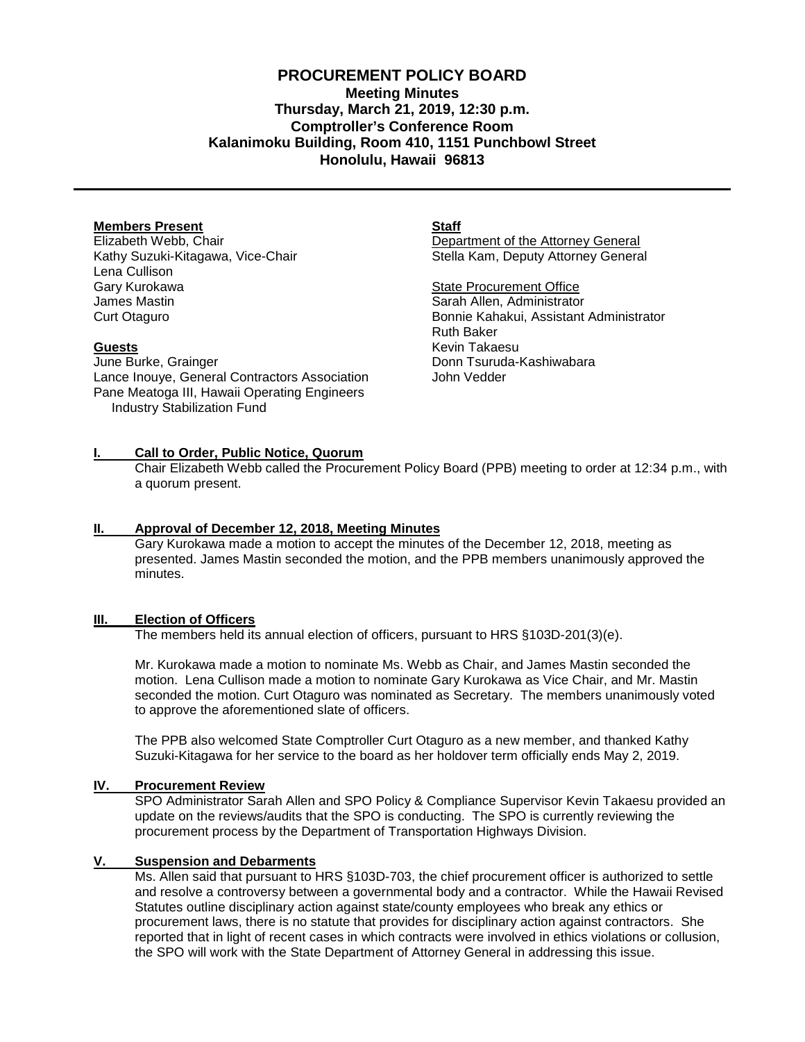# PROCUREMENT POLICY BOARD

**Meeting Minutes**
**Thursday, March 21, 2019, 12:30 p.m.**
**Comptroller's Conference Room**
**Kalanimoku Building, Room 410, 1151 Punchbowl Street**
**Honolulu, Hawaii 96813**

---

**Members Present**
Elizabeth Webb, Chair
Kathy Suzuki-Kitagawa, Vice-Chair
Lena Cullison
Gary Kurokawa
James Mastin
Curt Otaguro

**Guests**
June Burke, Grainger
Lance Inouye, General Contractors Association
Pane Meatoga III, Hawaii Operating Engineers Industry Stabilization Fund

**Staff**
Department of the Attorney General
Stella Kam, Deputy Attorney General

State Procurement Office
Sarah Allen, Administrator
Bonnie Kahakui, Assistant Administrator
Ruth Baker
Kevin Takaesu
Donn Tsuruda-Kashiwabara
John Vedder

## I. Call to Order, Public Notice, Quorum

Chair Elizabeth Webb called the Procurement Policy Board (PPB) meeting to order at 12:34 p.m., with a quorum present.

## II. Approval of December 12, 2018, Meeting Minutes

Gary Kurokawa made a motion to accept the minutes of the December 12, 2018, meeting as presented. James Mastin seconded the motion, and the PPB members unanimously approved the minutes.

## III. Election of Officers

The members held its annual election of officers, pursuant to HRS §103D-201(3)(e).

Mr. Kurokawa made a motion to nominate Ms. Webb as Chair, and James Mastin seconded the motion. Lena Cullison made a motion to nominate Gary Kurokawa as Vice Chair, and Mr. Mastin seconded the motion. Curt Otaguro was nominated as Secretary. The members unanimously voted to approve the aforementioned slate of officers.

The PPB also welcomed State Comptroller Curt Otaguro as a new member, and thanked Kathy Suzuki-Kitagawa for her service to the board as her holdover term officially ends May 2, 2019.

## IV. Procurement Review

SPO Administrator Sarah Allen and SPO Policy & Compliance Supervisor Kevin Takaesu provided an update on the reviews/audits that the SPO is conducting. The SPO is currently reviewing the procurement process by the Department of Transportation Highways Division.

## V. Suspension and Debarments

Ms. Allen said that pursuant to HRS §103D-703, the chief procurement officer is authorized to settle and resolve a controversy between a governmental body and a contractor. While the Hawaii Revised Statutes outline disciplinary action against state/county employees who break any ethics or procurement laws, there is no statute that provides for disciplinary action against contractors. She reported that in light of recent cases in which contracts were involved in ethics violations or collusion, the SPO will work with the State Department of Attorney General in addressing this issue.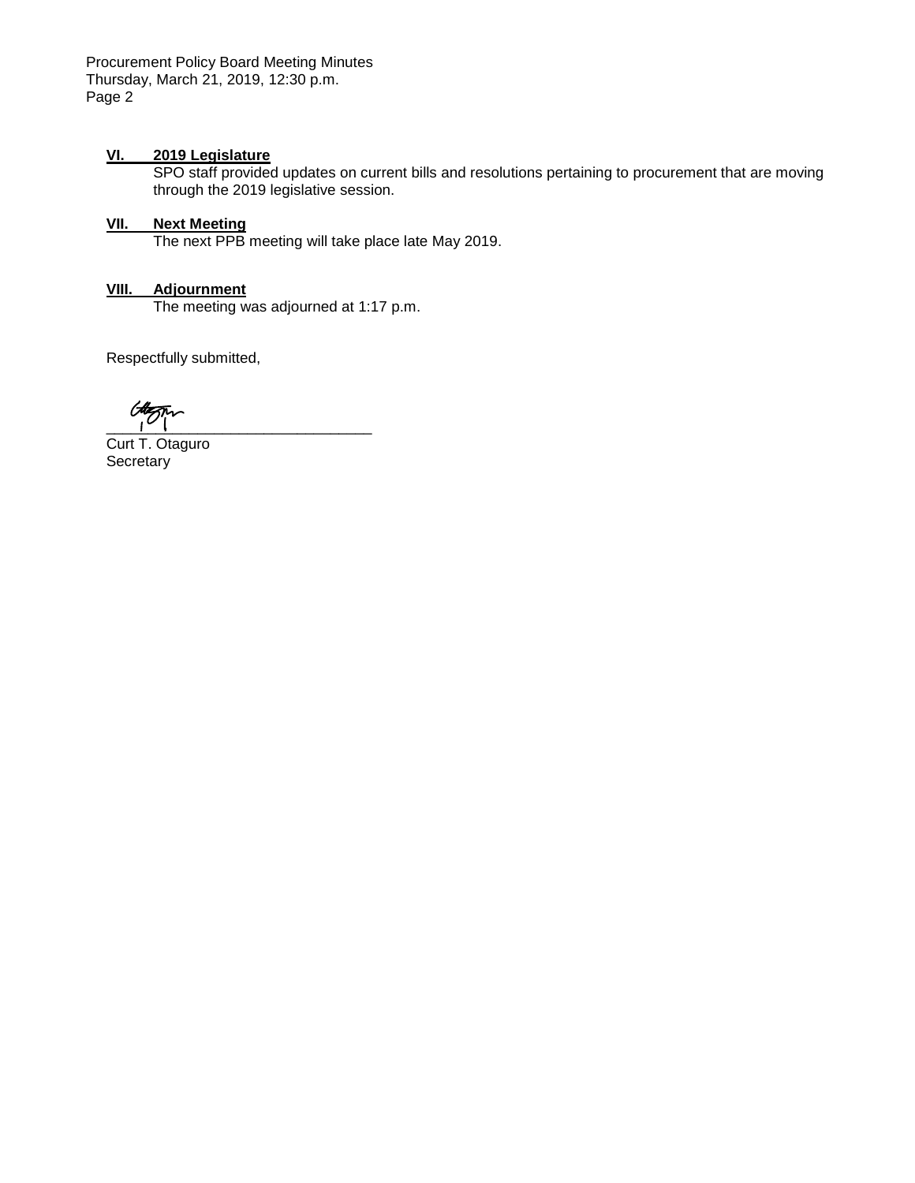**VI. 2019 Legislature**

SPO staff provided updates on current bills and resolutions pertaining to procurement that are moving through the 2019 legislative session.

**VII. Next Meeting**

The next PPB meeting will take place late May 2019.

**VIII. Adjournment**

The meeting was adjourned at 1:17 p.m.

Respectfully submitted,

_______________________________

Curt T. Otaguro
Secretary